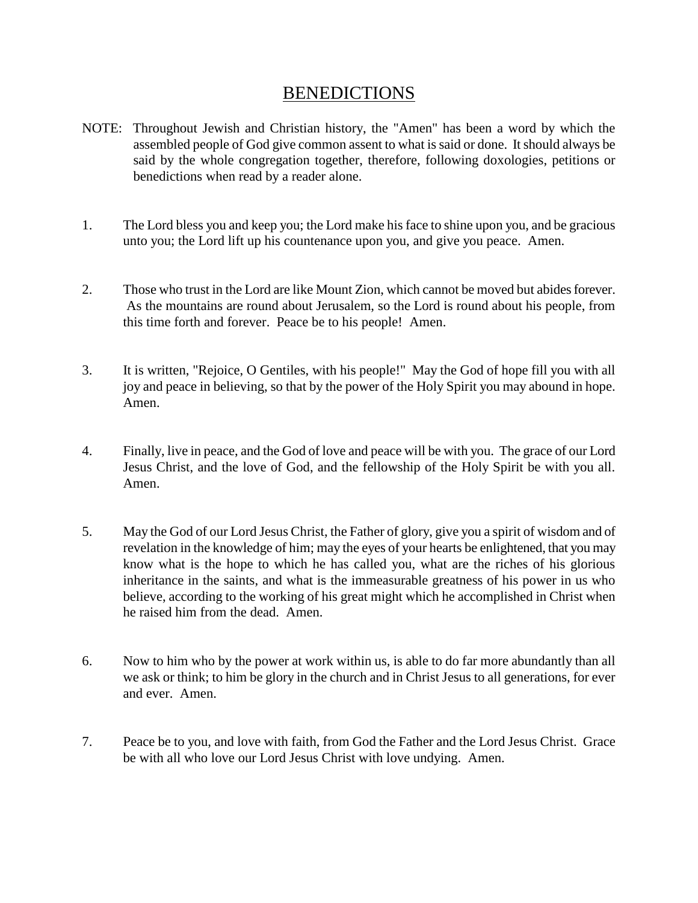# BENEDICTIONS

NOTE: Throughout Jewish and Christian history, the "Amen" has been a word by which the assembled people of God give common assent to what is said or done. It should always be said by the whole congregation together, therefore, following doxologies, petitions or benedictions when read by a reader alone.

1. The Lord bless you and keep you; the Lord make his face to shine upon you, and be gracious unto you; the Lord lift up his countenance upon you, and give you peace. Amen.

2. Those who trust in the Lord are like Mount Zion, which cannot be moved but abides forever. As the mountains are round about Jerusalem, so the Lord is round about his people, from this time forth and forever. Peace be to his people! Amen.

3. It is written, "Rejoice, O Gentiles, with his people!" May the God of hope fill you with all joy and peace in believing, so that by the power of the Holy Spirit you may abound in hope. Amen.

4. Finally, live in peace, and the God of love and peace will be with you. The grace of our Lord Jesus Christ, and the love of God, and the fellowship of the Holy Spirit be with you all. Amen.

5. May the God of our Lord Jesus Christ, the Father of glory, give you a spirit of wisdom and of revelation in the knowledge of him; may the eyes of your hearts be enlightened, that you may know what is the hope to which he has called you, what are the riches of his glorious inheritance in the saints, and what is the immeasurable greatness of his power in us who believe, according to the working of his great might which he accomplished in Christ when he raised him from the dead. Amen.

6. Now to him who by the power at work within us, is able to do far more abundantly than all we ask or think; to him be glory in the church and in Christ Jesus to all generations, for ever and ever. Amen.

7. Peace be to you, and love with faith, from God the Father and the Lord Jesus Christ. Grace be with all who love our Lord Jesus Christ with love undying. Amen.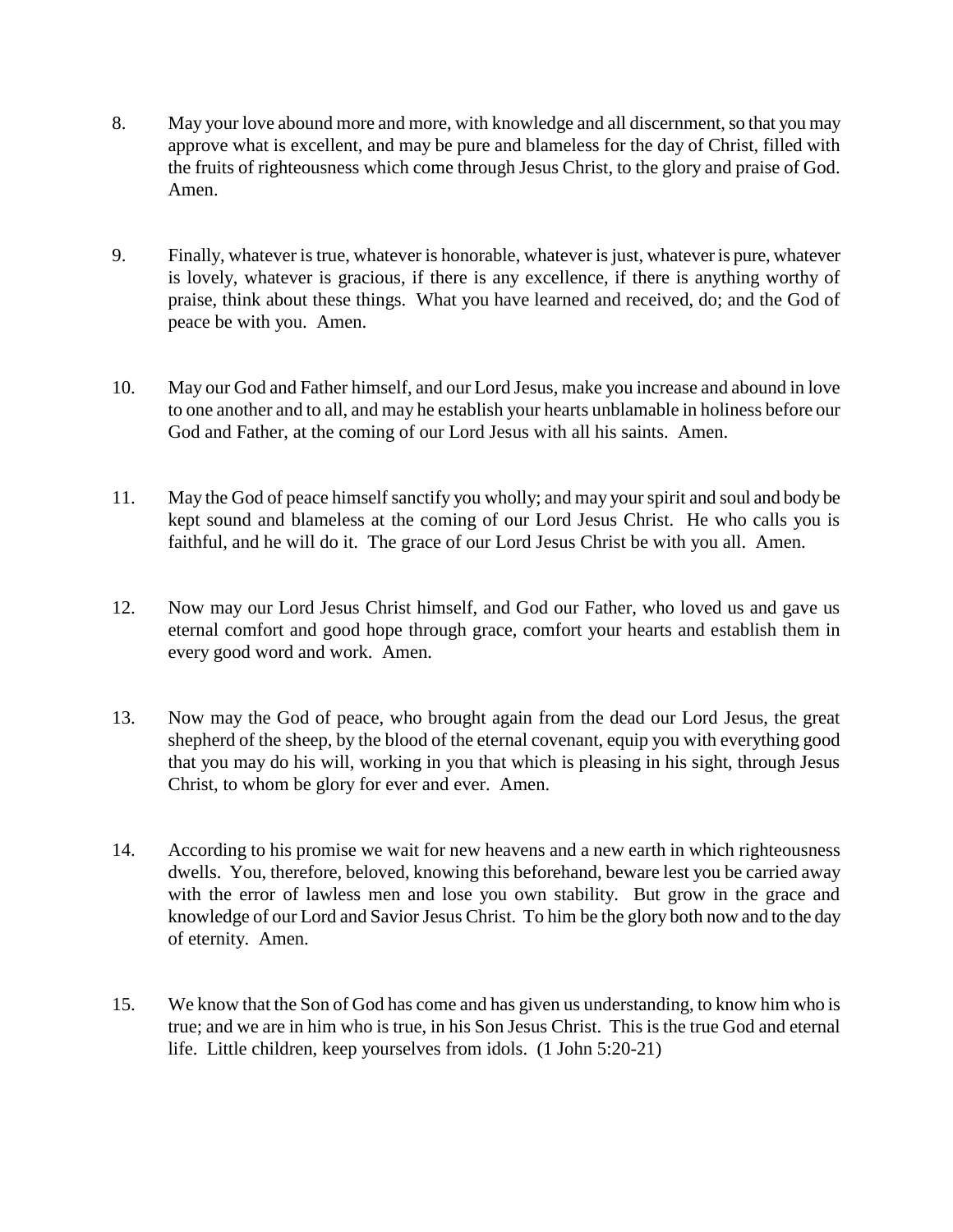8. May your love abound more and more, with knowledge and all discernment, so that you may approve what is excellent, and may be pure and blameless for the day of Christ, filled with the fruits of righteousness which come through Jesus Christ, to the glory and praise of God. Amen.

9. Finally, whatever is true, whatever is honorable, whatever is just, whatever is pure, whatever is lovely, whatever is gracious, if there is any excellence, if there is anything worthy of praise, think about these things. What you have learned and received, do; and the God of peace be with you. Amen.

10. May our God and Father himself, and our Lord Jesus, make you increase and abound in love to one another and to all, and may he establish your hearts unblamable in holiness before our God and Father, at the coming of our Lord Jesus with all his saints. Amen.

11. May the God of peace himself sanctify you wholly; and may your spirit and soul and body be kept sound and blameless at the coming of our Lord Jesus Christ. He who calls you is faithful, and he will do it. The grace of our Lord Jesus Christ be with you all. Amen.

12. Now may our Lord Jesus Christ himself, and God our Father, who loved us and gave us eternal comfort and good hope through grace, comfort your hearts and establish them in every good word and work. Amen.

13. Now may the God of peace, who brought again from the dead our Lord Jesus, the great shepherd of the sheep, by the blood of the eternal covenant, equip you with everything good that you may do his will, working in you that which is pleasing in his sight, through Jesus Christ, to whom be glory for ever and ever. Amen.

14. According to his promise we wait for new heavens and a new earth in which righteousness dwells. You, therefore, beloved, knowing this beforehand, beware lest you be carried away with the error of lawless men and lose you own stability. But grow in the grace and knowledge of our Lord and Savior Jesus Christ. To him be the glory both now and to the day of eternity. Amen.

15. We know that the Son of God has come and has given us understanding, to know him who is true; and we are in him who is true, in his Son Jesus Christ. This is the true God and eternal life. Little children, keep yourselves from idols. (1 John 5:20-21)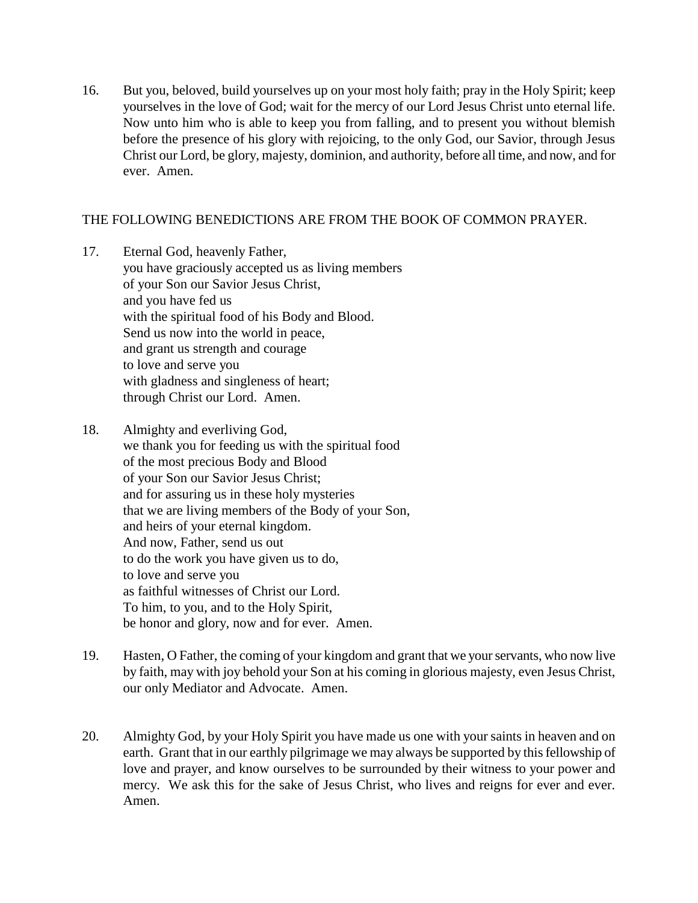16. But you, beloved, build yourselves up on your most holy faith; pray in the Holy Spirit; keep yourselves in the love of God; wait for the mercy of our Lord Jesus Christ unto eternal life. Now unto him who is able to keep you from falling, and to present you without blemish before the presence of his glory with rejoicing, to the only God, our Savior, through Jesus Christ our Lord, be glory, majesty, dominion, and authority, before all time, and now, and for ever. Amen.

THE FOLLOWING BENEDICTIONS ARE FROM THE BOOK OF COMMON PRAYER.

17. Eternal God, heavenly Father,
you have graciously accepted us as living members
of your Son our Savior Jesus Christ,
and you have fed us
with the spiritual food of his Body and Blood.
Send us now into the world in peace,
and grant us strength and courage
to love and serve you
with gladness and singleness of heart;
through Christ our Lord. Amen.

18. Almighty and everliving God,
we thank you for feeding us with the spiritual food
of the most precious Body and Blood
of your Son our Savior Jesus Christ;
and for assuring us in these holy mysteries
that we are living members of the Body of your Son,
and heirs of your eternal kingdom.
And now, Father, send us out
to do the work you have given us to do,
to love and serve you
as faithful witnesses of Christ our Lord.
To him, to you, and to the Holy Spirit,
be honor and glory, now and for ever. Amen.

19. Hasten, O Father, the coming of your kingdom and grant that we your servants, who now live by faith, may with joy behold your Son at his coming in glorious majesty, even Jesus Christ, our only Mediator and Advocate. Amen.

20. Almighty God, by your Holy Spirit you have made us one with your saints in heaven and on earth. Grant that in our earthly pilgrimage we may always be supported by this fellowship of love and prayer, and know ourselves to be surrounded by their witness to your power and mercy. We ask this for the sake of Jesus Christ, who lives and reigns for ever and ever. Amen.